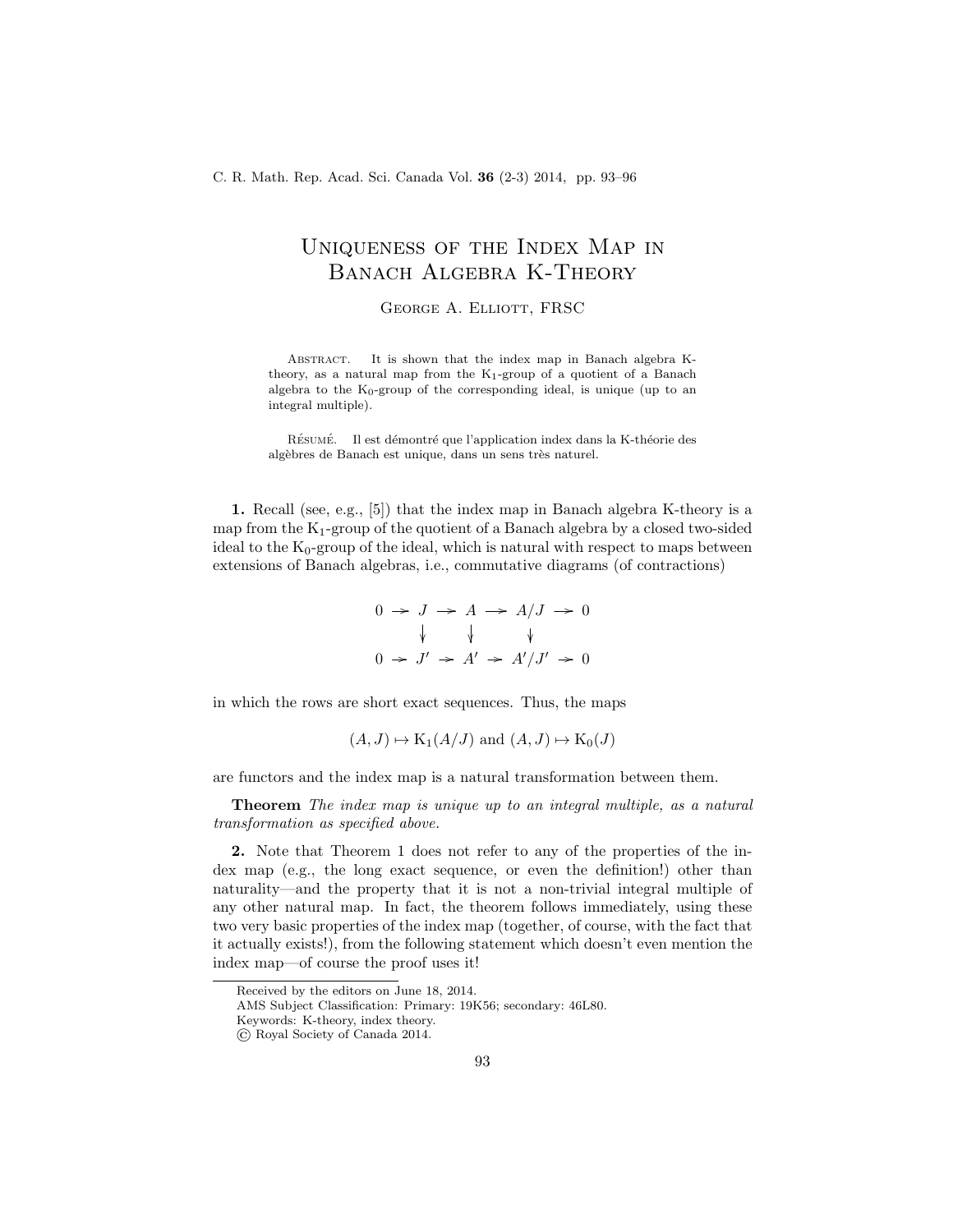# Uniqueness of the Index Map in Banach Algebra K-Theory

George A. Elliott, FRSC

Abstract. It is shown that the index map in Banach algebra K-theory, as a natural map from the $K_1$-group of a quotient of a Banach algebra to the $K_0$-group of the corresponding ideal, is unique (up to an integral multiple).

Résumé. Il est démontré que l'application index dans la K-théorie des algèbres de Banach est unique, dans un sens très naturel.

**1.** Recall (see, e.g., [5]) that the index map in Banach algebra K-theory is a map from the $K_1$-group of the quotient of a Banach algebra by a closed two-sided ideal to the $K_0$-group of the ideal, which is natural with respect to maps between extensions of Banach algebras, i.e., commutative diagrams (of contractions)

$$\begin{array}{ccccccccc} 0 & \to & J & \to & A & \to & A/J & \to & 0 \\ & & \downarrow & & \downarrow & & \downarrow & & \\ 0 & \to & J' & \to & A' & \to & A'/J' & \to & 0 \end{array}$$

in which the rows are short exact sequences. Thus, the maps

$$(A, J) \mapsto K_1(A/J) \text{ and } (A, J) \mapsto K_0(J)$$

are functors and the index map is a natural transformation between them.

**Theorem** *The index map is unique up to an integral multiple, as a natural transformation as specified above.*

**2.** Note that Theorem 1 does not refer to any of the properties of the index map (e.g., the long exact sequence, or even the definition!) other than naturality—and the property that it is not a non-trivial integral multiple of any other natural map. In fact, the theorem follows immediately, using these two very basic properties of the index map (together, of course, with the fact that it actually exists!), from the following statement which doesn't even mention the index map—of course the proof uses it!

Received by the editors on June 18, 2014.

AMS Subject Classification: Primary: 19K56; secondary: 46L80.

Keywords: K-theory, index theory.

© Royal Society of Canada 2014.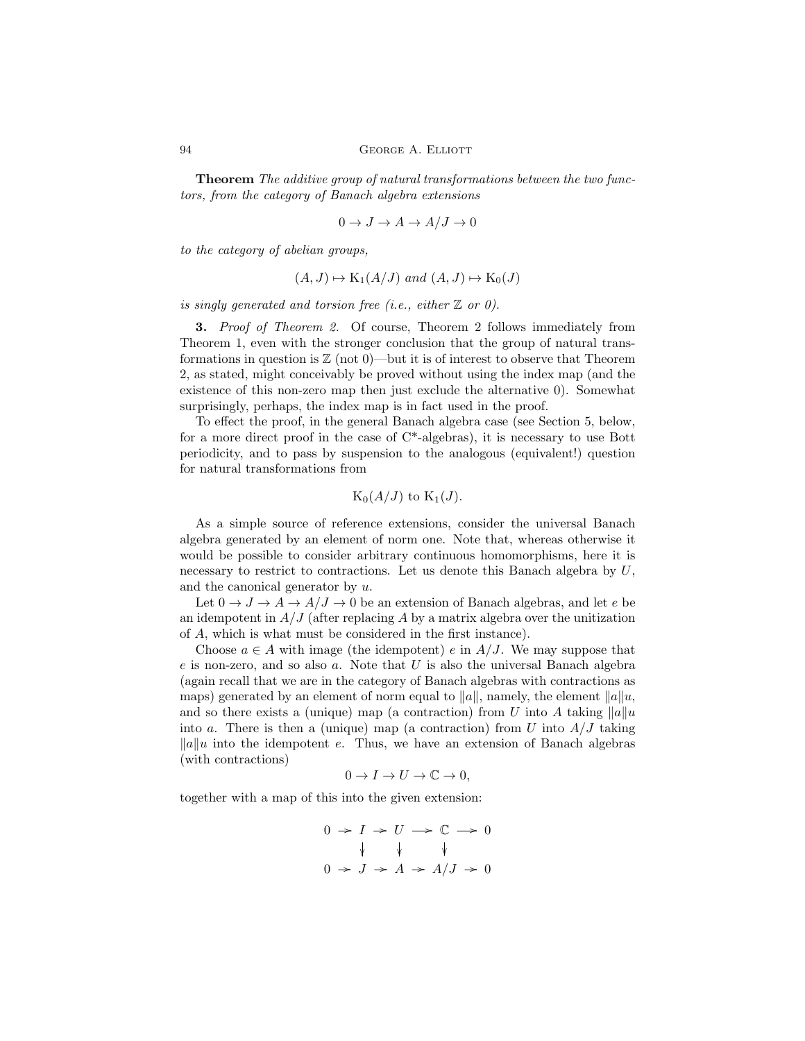**Theorem** *The additive group of natural transformations between the two functors, from the category of Banach algebra extensions*

$$0 \to J \to A \to A/J \to 0$$

*to the category of abelian groups,*

$$(A, J) \mapsto \mathrm{K}_1(A/J) \text{ and } (A, J) \mapsto \mathrm{K}_0(J)$$

*is singly generated and torsion free (i.e., either $\mathbb{Z}$ or 0).*

**3.** *Proof of Theorem 2.* Of course, Theorem 2 follows immediately from Theorem 1, even with the stronger conclusion that the group of natural transformations in question is $\mathbb{Z}$ (not 0)—but it is of interest to observe that Theorem 2, as stated, might conceivably be proved without using the index map (and the existence of this non-zero map then just exclude the alternative 0). Somewhat surprisingly, perhaps, the index map is in fact used in the proof.

To effect the proof, in the general Banach algebra case (see Section 5, below, for a more direct proof in the case of C*-algebras), it is necessary to use Bott periodicity, and to pass by suspension to the analogous (equivalent!) question for natural transformations from

$$\mathrm{K}_0(A/J) \text{ to } \mathrm{K}_1(J).$$

As a simple source of reference extensions, consider the universal Banach algebra generated by an element of norm one. Note that, whereas otherwise it would be possible to consider arbitrary continuous homomorphisms, here it is necessary to restrict to contractions. Let us denote this Banach algebra by $U$, and the canonical generator by $u$.

Let $0 \to J \to A \to A/J \to 0$ be an extension of Banach algebras, and let $e$ be an idempotent in $A/J$ (after replacing $A$ by a matrix algebra over the unitization of $A$, which is what must be considered in the first instance).

Choose $a \in A$ with image (the idempotent) $e$ in $A/J$. We may suppose that $e$ is non-zero, and so also $a$. Note that $U$ is also the universal Banach algebra (again recall that we are in the category of Banach algebras with contractions as maps) generated by an element of norm equal to $\|a\|$, namely, the element $\|a\|u$, and so there exists a (unique) map (a contraction) from $U$ into $A$ taking $\|a\|u$ into $a$. There is then a (unique) map (a contraction) from $U$ into $A/J$ taking $\|a\|u$ into the idempotent $e$. Thus, we have an extension of Banach algebras (with contractions)

$$0 \to I \to U \to \mathbb{C} \to 0,$$

together with a map of this into the given extension:

$$\begin{array}{ccccccccc} 0 & \to & I & \to & U & \to & \mathbb{C} & \to & 0 \\ & & \downarrow & & \downarrow & & \downarrow & & \\ 0 & \to & J & \to & A & \to & A/J & \to & 0 \end{array}$$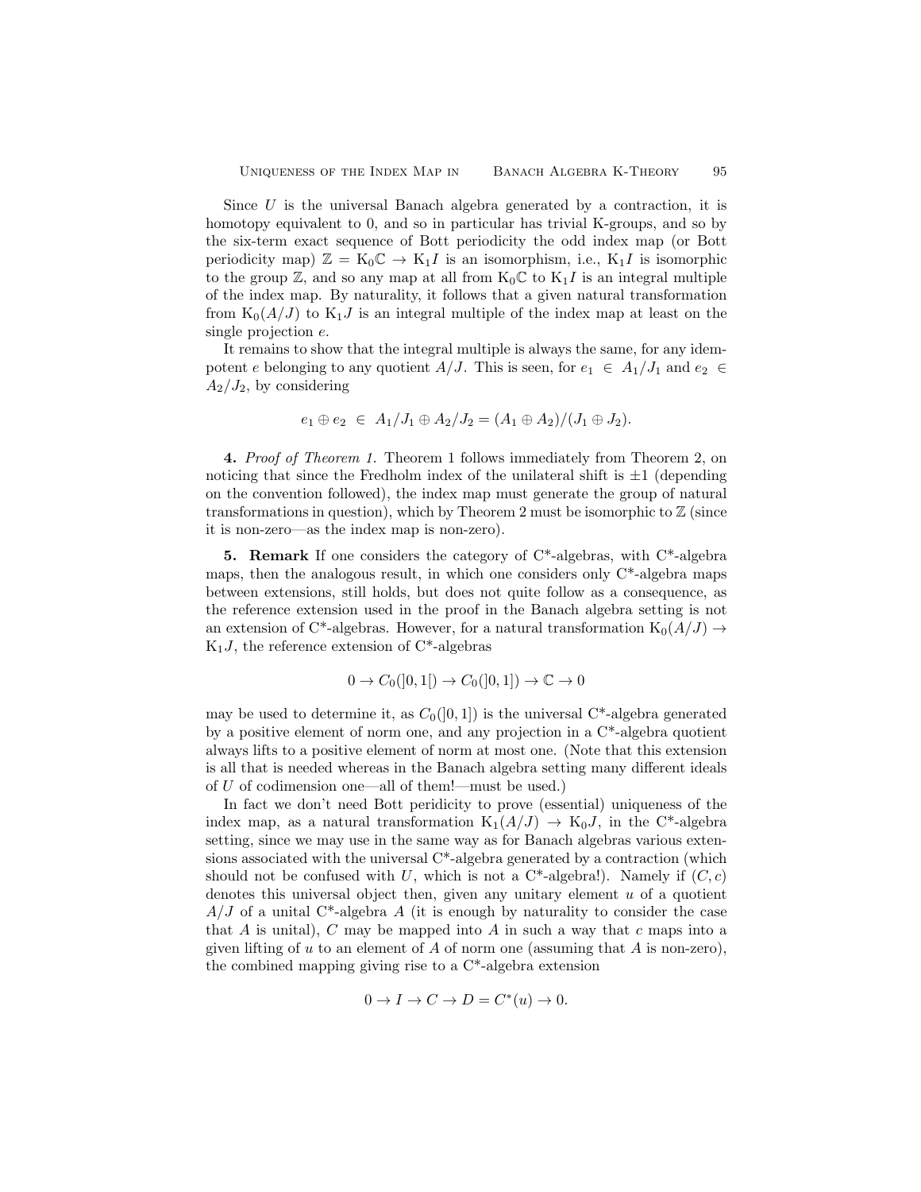Since $U$ is the universal Banach algebra generated by a contraction, it is homotopy equivalent to 0, and so in particular has trivial K-groups, and so by the six-term exact sequence of Bott periodicity the odd index map (or Bott periodicity map) $\mathbb{Z} = \mathrm{K}_0\mathbb{C} \to \mathrm{K}_1 I$ is an isomorphism, i.e., $\mathrm{K}_1 I$ is isomorphic to the group $\mathbb{Z}$, and so any map at all from $\mathrm{K}_0\mathbb{C}$ to $\mathrm{K}_1 I$ is an integral multiple of the index map. By naturality, it follows that a given natural transformation from $\mathrm{K}_0(A/J)$ to $\mathrm{K}_1 J$ is an integral multiple of the index map at least on the single projection $e$.

It remains to show that the integral multiple is always the same, for any idempotent $e$ belonging to any quotient $A/J$. This is seen, for $e_1 \in A_1/J_1$ and $e_2 \in A_2/J_2$, by considering

$$e_1 \oplus e_2 \ \in \ A_1/J_1 \oplus A_2/J_2 = (A_1 \oplus A_2)/(J_1 \oplus J_2).$$

**4.** *Proof of Theorem 1.* Theorem 1 follows immediately from Theorem 2, on noticing that since the Fredholm index of the unilateral shift is $\pm 1$ (depending on the convention followed), the index map must generate the group of natural transformations in question), which by Theorem 2 must be isomorphic to $\mathbb{Z}$ (since it is non-zero—as the index map is non-zero).

**5. Remark** If one considers the category of C\*-algebras, with C\*-algebra maps, then the analogous result, in which one considers only C\*-algebra maps between extensions, still holds, but does not quite follow as a consequence, as the reference extension used in the proof in the Banach algebra setting is not an extension of C\*-algebras. However, for a natural transformation $\mathrm{K}_0(A/J) \to \mathrm{K}_1 J$, the reference extension of C\*-algebras

$$0 \to C_0(]0,1[) \to C_0(]0,1]) \to \mathbb{C} \to 0$$

may be used to determine it, as $C_0(]0,1])$ is the universal C\*-algebra generated by a positive element of norm one, and any projection in a C\*-algebra quotient always lifts to a positive element of norm at most one. (Note that this extension is all that is needed whereas in the Banach algebra setting many different ideals of $U$ of codimension one—all of them!—must be used.)

In fact we don't need Bott peridicity to prove (essential) uniqueness of the index map, as a natural transformation $\mathrm{K}_1(A/J) \to \mathrm{K}_0 J$, in the C\*-algebra setting, since we may use in the same way as for Banach algebras various extensions associated with the universal C\*-algebra generated by a contraction (which should not be confused with $U$, which is not a C\*-algebra!). Namely if $(C, c)$ denotes this universal object then, given any unitary element $u$ of a quotient $A/J$ of a unital C\*-algebra $A$ (it is enough by naturality to consider the case that $A$ is unital), $C$ may be mapped into $A$ in such a way that $c$ maps into a given lifting of $u$ to an element of $A$ of norm one (assuming that $A$ is non-zero), the combined mapping giving rise to a C\*-algebra extension

$$0 \to I \to C \to D = C^*(u) \to 0.$$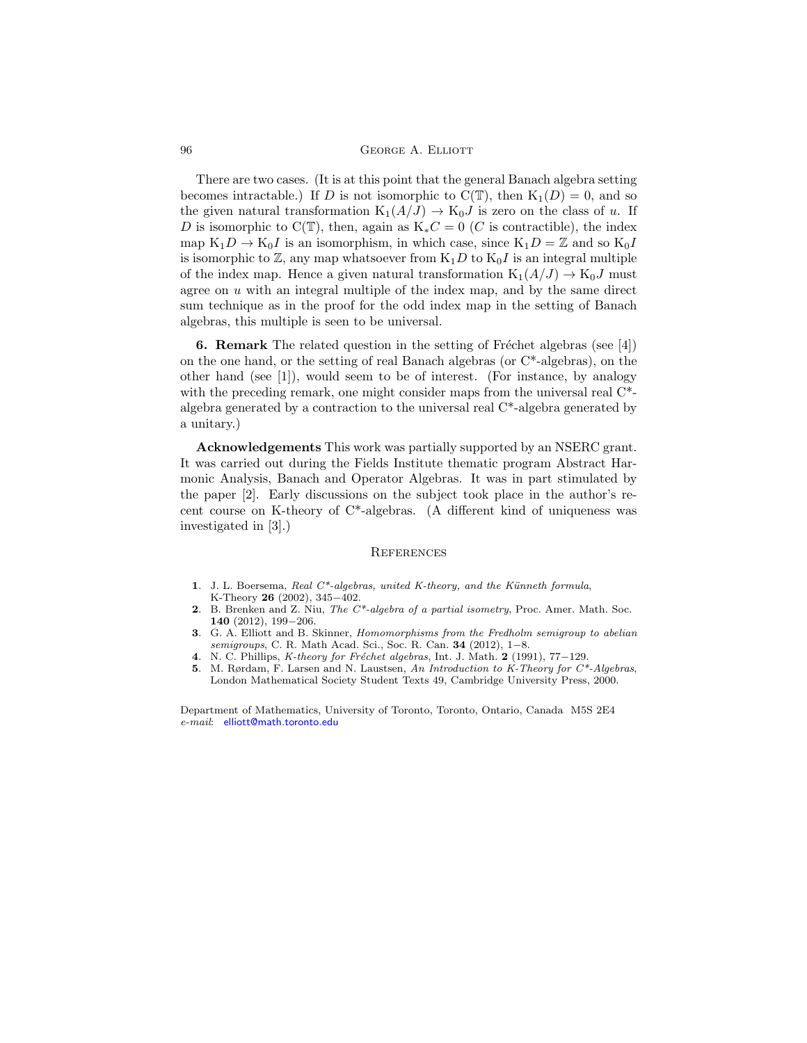There are two cases. (It is at this point that the general Banach algebra setting becomes intractable.) If $D$ is not isomorphic to $\mathrm{C}(\mathbb{T})$, then $\mathrm{K}_1(D) = 0$, and so the given natural transformation $\mathrm{K}_1(A/J) \to \mathrm{K}_0 J$ is zero on the class of $u$. If $D$ is isomorphic to $\mathrm{C}(\mathbb{T})$, then, again as $\mathrm{K}_* C = 0$ ($C$ is contractible), the index map $\mathrm{K}_1 D \to \mathrm{K}_0 I$ is an isomorphism, in which case, since $\mathrm{K}_1 D = \mathbb{Z}$ and so $\mathrm{K}_0 I$ is isomorphic to $\mathbb{Z}$, any map whatsoever from $\mathrm{K}_1 D$ to $\mathrm{K}_0 I$ is an integral multiple of the index map. Hence a given natural transformation $\mathrm{K}_1(A/J) \to \mathrm{K}_0 J$ must agree on $u$ with an integral multiple of the index map, and by the same direct sum technique as in the proof for the odd index map in the setting of Banach algebras, this multiple is seen to be universal.

**6. Remark** The related question in the setting of Fréchet algebras (see [4]) on the one hand, or the setting of real Banach algebras (or C*-algebras), on the other hand (see [1]), would seem to be of interest. (For instance, by analogy with the preceding remark, one might consider maps from the universal real C*-algebra generated by a contraction to the universal real C*-algebra generated by a unitary.)

**Acknowledgements** This work was partially supported by an NSERC grant. It was carried out during the Fields Institute thematic program Abstract Harmonic Analysis, Banach and Operator Algebras. It was in part stimulated by the paper [2]. Early discussions on the subject took place in the author's recent course on K-theory of C*-algebras. (A different kind of uniqueness was investigated in [3].)

## References

1. J. L. Boersema, *Real C*-algebras, united K-theory, and the Künneth formula*, K-Theory **26** (2002), 345−402.
2. B. Brenken and Z. Niu, *The C*-algebra of a partial isometry*, Proc. Amer. Math. Soc. **140** (2012), 199−206.
3. G. A. Elliott and B. Skinner, *Homomorphisms from the Fredholm semigroup to abelian semigroups*, C. R. Math Acad. Sci., Soc. R. Can. **34** (2012), 1−8.
4. N. C. Phillips, *K-theory for Fréchet algebras*, Int. J. Math. **2** (1991), 77−129.
5. M. Rørdam, F. Larsen and N. Laustsen, *An Introduction to K-Theory for C*-Algebras*, London Mathematical Society Student Texts 49, Cambridge University Press, 2000.

Department of Mathematics, University of Toronto, Toronto, Ontario, Canada M5S 2E4
*e-mail*: elliott@math.toronto.edu